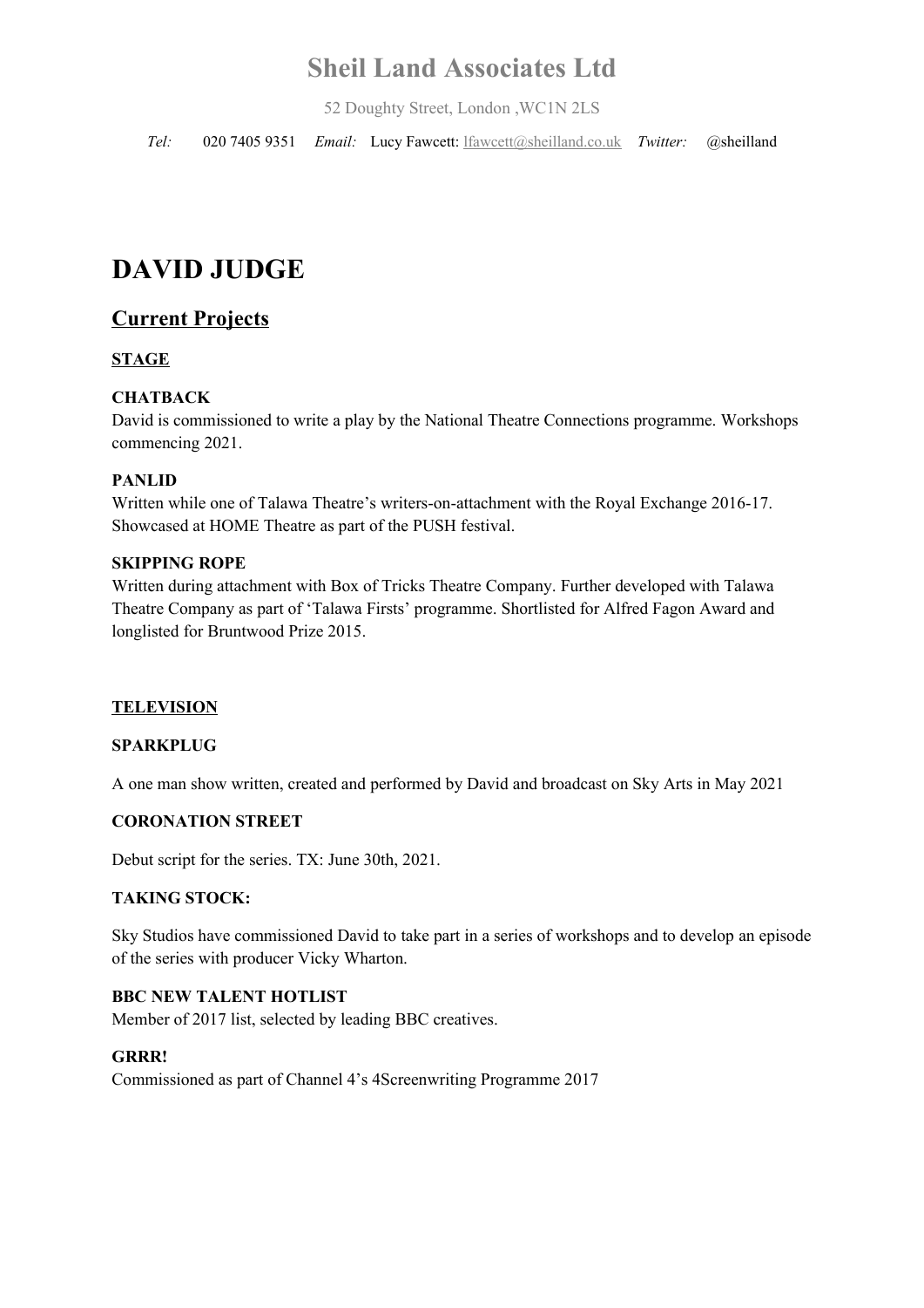# Sheil Land Associates Ltd

52 Doughty Street, London ,WC1N 2LS

*Tel:* 020 7405 9351 *Email:* Lucy Fawcett: lfawcett@sheilland.co.uk *Twitter:* @sheilland

# DAVID JUDGE

## Current Projects

### STAGE

**CHATBACK**
David is commissioned to write a play by the National Theatre Connections programme. Workshops commencing 2021.

**PANLID**
Written while one of Talawa Theatre's writers-on-attachment with the Royal Exchange 2016-17. Showcased at HOME Theatre as part of the PUSH festival.

**SKIPPING ROPE**
Written during attachment with Box of Tricks Theatre Company. Further developed with Talawa Theatre Company as part of 'Talawa Firsts' programme. Shortlisted for Alfred Fagon Award and longlisted for Bruntwood Prize 2015.

### TELEVISION

**SPARKPLUG**

A one man show written, created and performed by David and broadcast on Sky Arts in May 2021

**CORONATION STREET**

Debut script for the series. TX: June 30th, 2021.

**TAKING STOCK:**

Sky Studios have commissioned David to take part in a series of workshops and to develop an episode of the series with producer Vicky Wharton.

**BBC NEW TALENT HOTLIST**
Member of 2017 list, selected by leading BBC creatives.

**GRRR!**
Commissioned as part of Channel 4's 4Screenwriting Programme 2017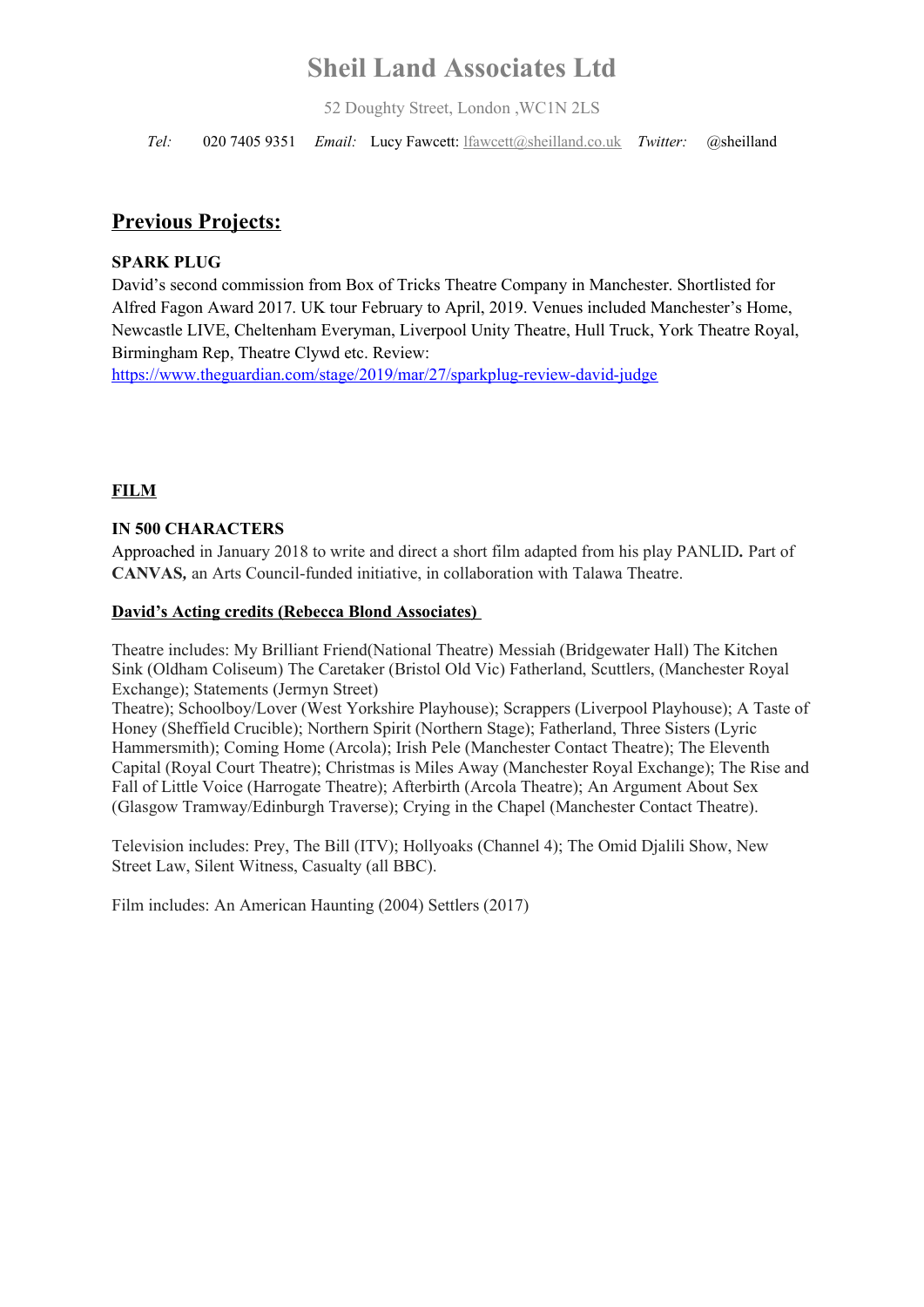# Sheil Land Associates Ltd

52 Doughty Street, London ,WC1N 2LS

*Tel:* 020 7405 9351 *Email:* Lucy Fawcett: lfawcett@sheilland.co.uk *Twitter:* @sheilland

## Previous Projects:

**SPARK PLUG**

David's second commission from Box of Tricks Theatre Company in Manchester. Shortlisted for Alfred Fagon Award 2017. UK tour February to April, 2019. Venues included Manchester's Home, Newcastle LIVE, Cheltenham Everyman, Liverpool Unity Theatre, Hull Truck, York Theatre Royal, Birmingham Rep, Theatre Clywd etc. Review: https://www.theguardian.com/stage/2019/mar/27/sparkplug-review-david-judge

## FILM

**IN 500 CHARACTERS**

Approached in January 2018 to write and direct a short film adapted from his play PANLID**.** Part of **CANVAS,** an Arts Council-funded initiative, in collaboration with Talawa Theatre.

**David's Acting credits (Rebecca Blond Associates)**

Theatre includes: My Brilliant Friend(National Theatre) Messiah (Bridgewater Hall) The Kitchen Sink (Oldham Coliseum) The Caretaker (Bristol Old Vic) Fatherland, Scuttlers, (Manchester Royal Exchange); Statements (Jermyn Street) Theatre); Schoolboy/Lover (West Yorkshire Playhouse); Scrappers (Liverpool Playhouse); A Taste of Honey (Sheffield Crucible); Northern Spirit (Northern Stage); Fatherland, Three Sisters (Lyric Hammersmith); Coming Home (Arcola); Irish Pele (Manchester Contact Theatre); The Eleventh Capital (Royal Court Theatre); Christmas is Miles Away (Manchester Royal Exchange); The Rise and Fall of Little Voice (Harrogate Theatre); Afterbirth (Arcola Theatre); An Argument About Sex (Glasgow Tramway/Edinburgh Traverse); Crying in the Chapel (Manchester Contact Theatre).

Television includes: Prey, The Bill (ITV); Hollyoaks (Channel 4); The Omid Djalili Show, New Street Law, Silent Witness, Casualty (all BBC).

Film includes: An American Haunting (2004) Settlers (2017)